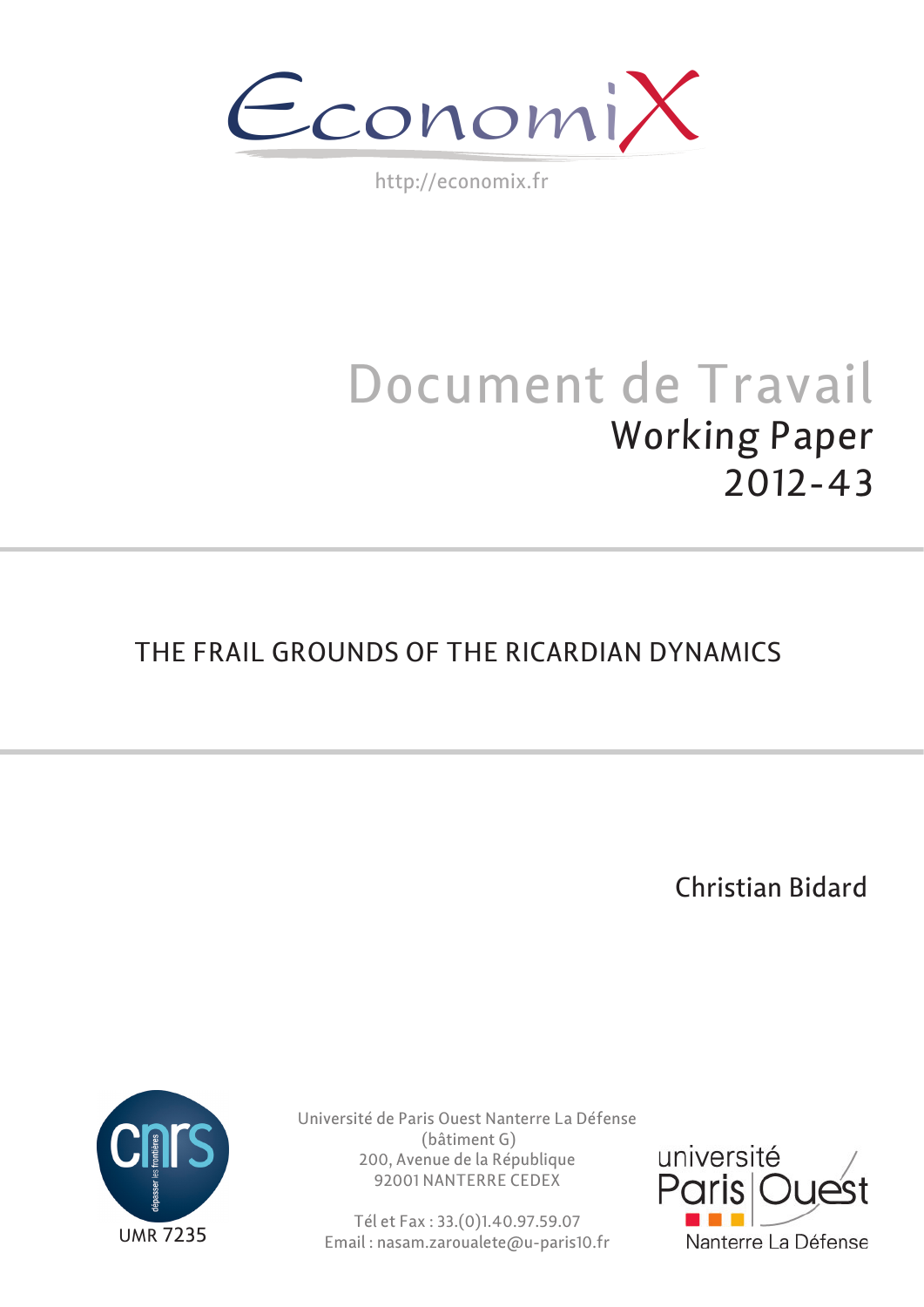EconomiX

http://economix.fr

# Document de Travail

## Working Paper 2012-43

# THE FRAIL GROUNDS OF THE RICARDIAN DYNAMICS

Christian Bidard

UMR 7235

Université de Paris Ouest Nanterre La Défense
(bâtiment G)
200, Avenue de la République
92001 NANTERRE CEDEX

Tél et Fax : 33.(0)1.40.97.59.07
Email : nasam.zaroualete@u-paris10.fr

université Paris Ouest Nanterre La Défense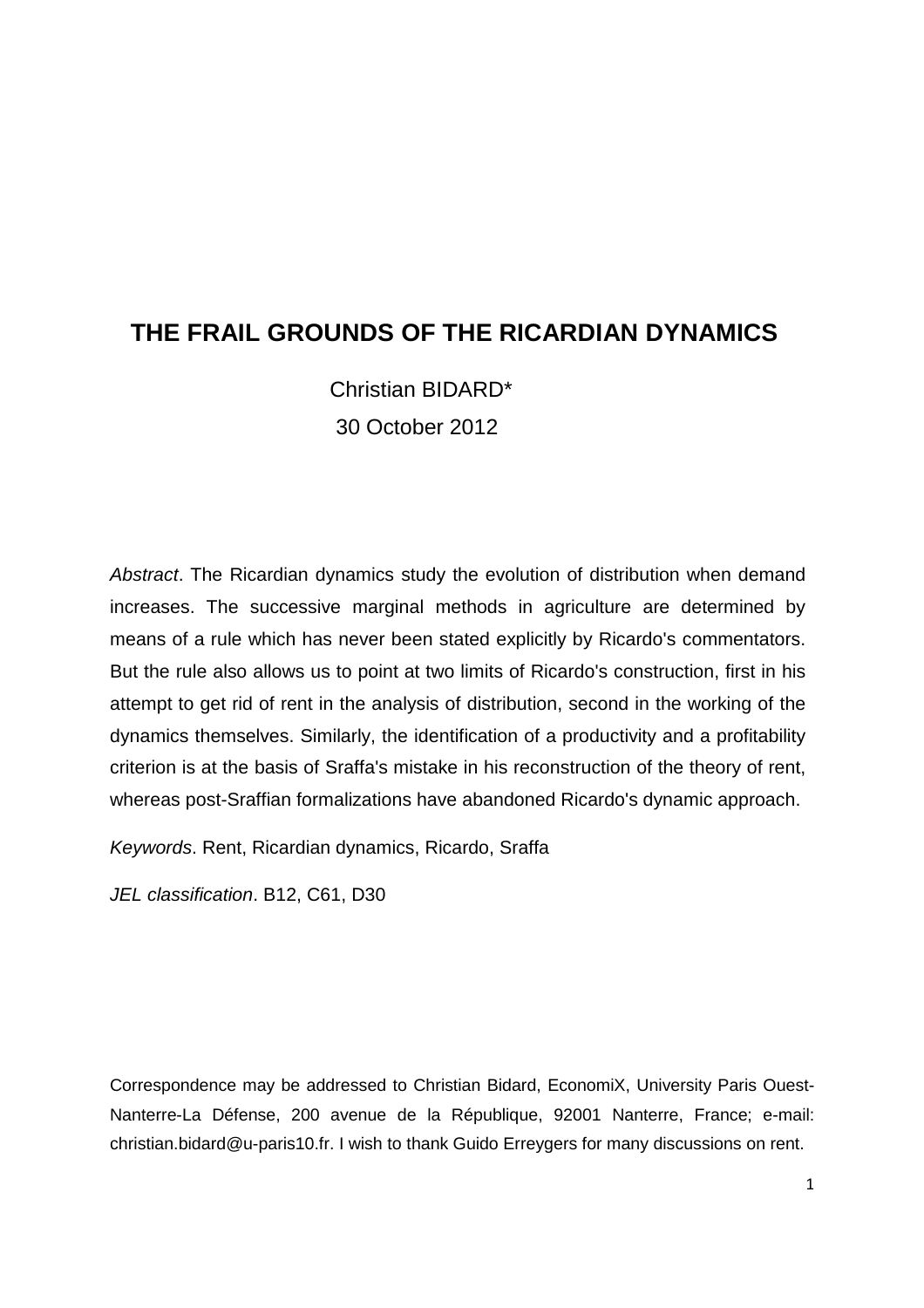# THE FRAIL GROUNDS OF THE RICARDIAN DYNAMICS

Christian BIDARD*

30 October 2012

*Abstract*. The Ricardian dynamics study the evolution of distribution when demand increases. The successive marginal methods in agriculture are determined by means of a rule which has never been stated explicitly by Ricardo's commentators. But the rule also allows us to point at two limits of Ricardo's construction, first in his attempt to get rid of rent in the analysis of distribution, second in the working of the dynamics themselves. Similarly, the identification of a productivity and a profitability criterion is at the basis of Sraffa's mistake in his reconstruction of the theory of rent, whereas post-Sraffian formalizations have abandoned Ricardo's dynamic approach.

*Keywords*. Rent, Ricardian dynamics, Ricardo, Sraffa

*JEL classification*. B12, C61, D30

Correspondence may be addressed to Christian Bidard, EconomiX, University Paris Ouest-Nanterre-La Défense, 200 avenue de la République, 92001 Nanterre, France; e-mail: christian.bidard@u-paris10.fr. I wish to thank Guido Erreygers for many discussions on rent.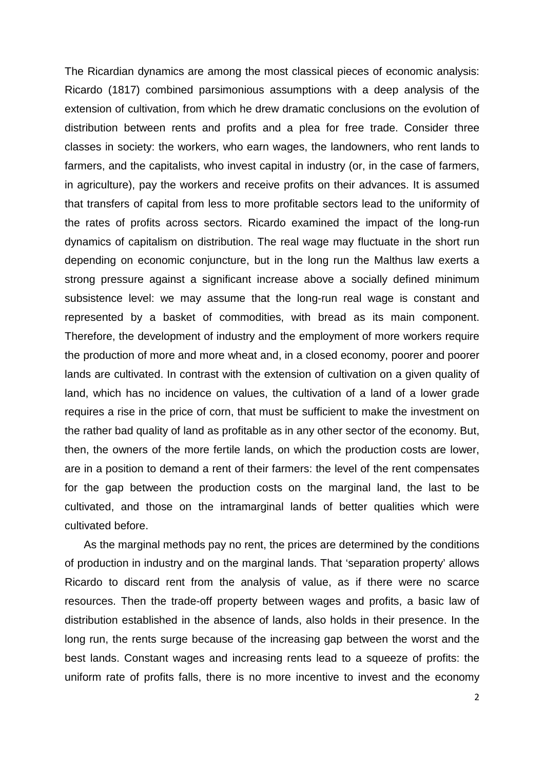The Ricardian dynamics are among the most classical pieces of economic analysis: Ricardo (1817) combined parsimonious assumptions with a deep analysis of the extension of cultivation, from which he drew dramatic conclusions on the evolution of distribution between rents and profits and a plea for free trade. Consider three classes in society: the workers, who earn wages, the landowners, who rent lands to farmers, and the capitalists, who invest capital in industry (or, in the case of farmers, in agriculture), pay the workers and receive profits on their advances. It is assumed that transfers of capital from less to more profitable sectors lead to the uniformity of the rates of profits across sectors. Ricardo examined the impact of the long-run dynamics of capitalism on distribution. The real wage may fluctuate in the short run depending on economic conjuncture, but in the long run the Malthus law exerts a strong pressure against a significant increase above a socially defined minimum subsistence level: we may assume that the long-run real wage is constant and represented by a basket of commodities, with bread as its main component. Therefore, the development of industry and the employment of more workers require the production of more and more wheat and, in a closed economy, poorer and poorer lands are cultivated. In contrast with the extension of cultivation on a given quality of land, which has no incidence on values, the cultivation of a land of a lower grade requires a rise in the price of corn, that must be sufficient to make the investment on the rather bad quality of land as profitable as in any other sector of the economy. But, then, the owners of the more fertile lands, on which the production costs are lower, are in a position to demand a rent of their farmers: the level of the rent compensates for the gap between the production costs on the marginal land, the last to be cultivated, and those on the intramarginal lands of better qualities which were cultivated before.

As the marginal methods pay no rent, the prices are determined by the conditions of production in industry and on the marginal lands. That 'separation property' allows Ricardo to discard rent from the analysis of value, as if there were no scarce resources. Then the trade-off property between wages and profits, a basic law of distribution established in the absence of lands, also holds in their presence. In the long run, the rents surge because of the increasing gap between the worst and the best lands. Constant wages and increasing rents lead to a squeeze of profits: the uniform rate of profits falls, there is no more incentive to invest and the economy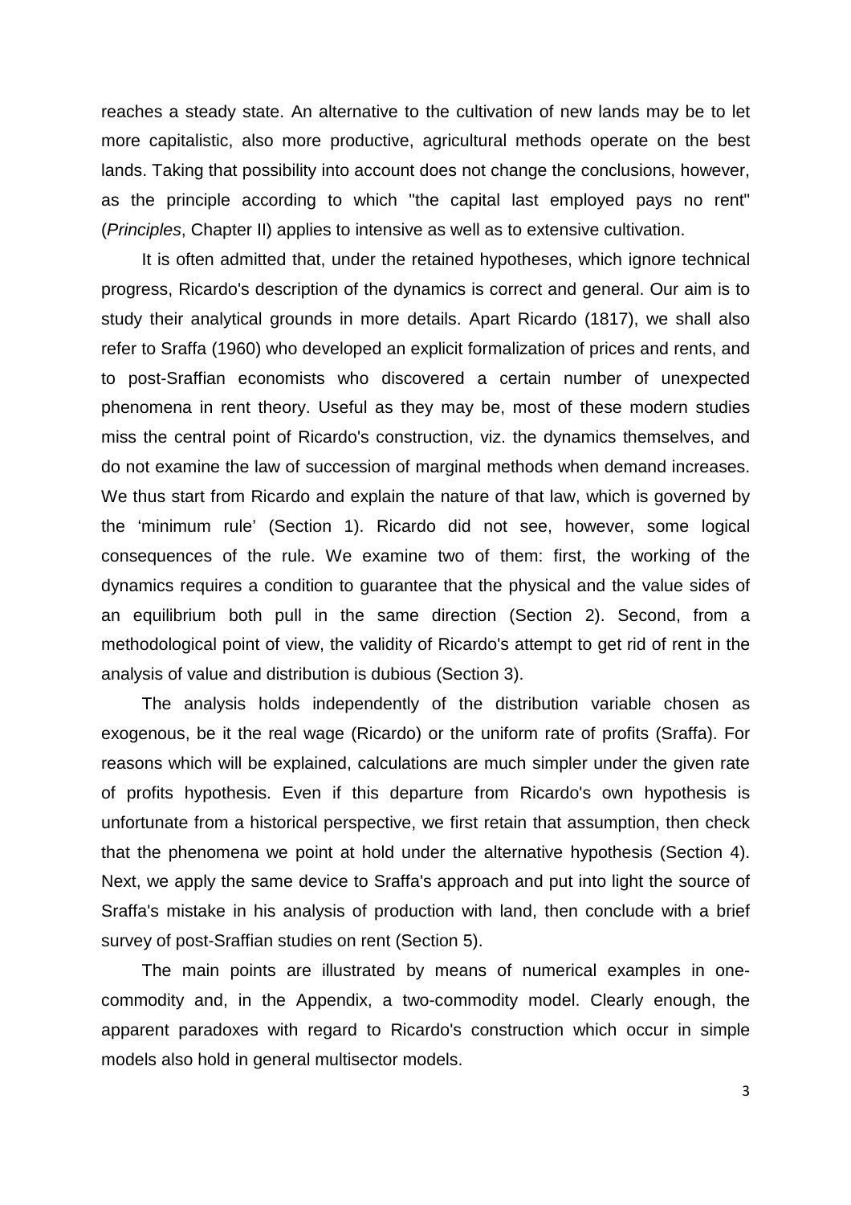reaches a steady state. An alternative to the cultivation of new lands may be to let more capitalistic, also more productive, agricultural methods operate on the best lands. Taking that possibility into account does not change the conclusions, however, as the principle according to which "the capital last employed pays no rent" (*Principles*, Chapter II) applies to intensive as well as to extensive cultivation.

It is often admitted that, under the retained hypotheses, which ignore technical progress, Ricardo's description of the dynamics is correct and general. Our aim is to study their analytical grounds in more details. Apart Ricardo (1817), we shall also refer to Sraffa (1960) who developed an explicit formalization of prices and rents, and to post-Sraffian economists who discovered a certain number of unexpected phenomena in rent theory. Useful as they may be, most of these modern studies miss the central point of Ricardo's construction, viz. the dynamics themselves, and do not examine the law of succession of marginal methods when demand increases. We thus start from Ricardo and explain the nature of that law, which is governed by the 'minimum rule' (Section 1). Ricardo did not see, however, some logical consequences of the rule. We examine two of them: first, the working of the dynamics requires a condition to guarantee that the physical and the value sides of an equilibrium both pull in the same direction (Section 2). Second, from a methodological point of view, the validity of Ricardo's attempt to get rid of rent in the analysis of value and distribution is dubious (Section 3).

The analysis holds independently of the distribution variable chosen as exogenous, be it the real wage (Ricardo) or the uniform rate of profits (Sraffa). For reasons which will be explained, calculations are much simpler under the given rate of profits hypothesis. Even if this departure from Ricardo's own hypothesis is unfortunate from a historical perspective, we first retain that assumption, then check that the phenomena we point at hold under the alternative hypothesis (Section 4). Next, we apply the same device to Sraffa's approach and put into light the source of Sraffa's mistake in his analysis of production with land, then conclude with a brief survey of post-Sraffian studies on rent (Section 5).

The main points are illustrated by means of numerical examples in one-commodity and, in the Appendix, a two-commodity model. Clearly enough, the apparent paradoxes with regard to Ricardo's construction which occur in simple models also hold in general multisector models.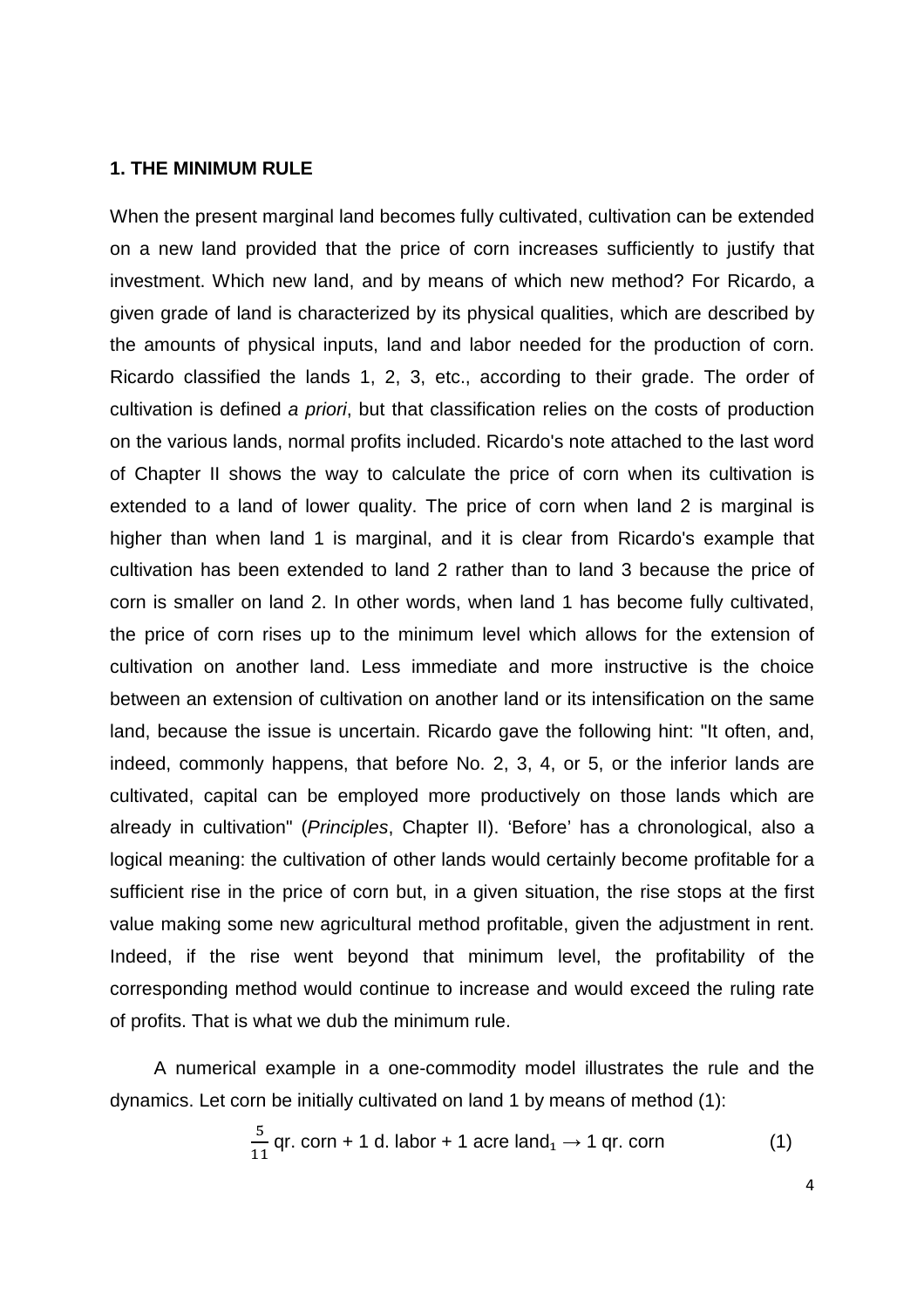### 1. THE MINIMUM RULE

When the present marginal land becomes fully cultivated, cultivation can be extended on a new land provided that the price of corn increases sufficiently to justify that investment. Which new land, and by means of which new method? For Ricardo, a given grade of land is characterized by its physical qualities, which are described by the amounts of physical inputs, land and labor needed for the production of corn. Ricardo classified the lands 1, 2, 3, etc., according to their grade. The order of cultivation is defined *a priori*, but that classification relies on the costs of production on the various lands, normal profits included. Ricardo's note attached to the last word of Chapter II shows the way to calculate the price of corn when its cultivation is extended to a land of lower quality. The price of corn when land 2 is marginal is higher than when land 1 is marginal, and it is clear from Ricardo's example that cultivation has been extended to land 2 rather than to land 3 because the price of corn is smaller on land 2. In other words, when land 1 has become fully cultivated, the price of corn rises up to the minimum level which allows for the extension of cultivation on another land. Less immediate and more instructive is the choice between an extension of cultivation on another land or its intensification on the same land, because the issue is uncertain. Ricardo gave the following hint: "It often, and, indeed, commonly happens, that before No. 2, 3, 4, or 5, or the inferior lands are cultivated, capital can be employed more productively on those lands which are already in cultivation" (*Principles*, Chapter II). 'Before' has a chronological, also a logical meaning: the cultivation of other lands would certainly become profitable for a sufficient rise in the price of corn but, in a given situation, the rise stops at the first value making some new agricultural method profitable, given the adjustment in rent. Indeed, if the rise went beyond that minimum level, the profitability of the corresponding method would continue to increase and would exceed the ruling rate of profits. That is what we dub the minimum rule.

A numerical example in a one-commodity model illustrates the rule and the dynamics. Let corn be initially cultivated on land 1 by means of method (1):

$$\frac{5}{11} \text{ qr. corn} + 1 \text{ d. labor} + 1 \text{ acre land}_1 \rightarrow 1 \text{ qr. corn} \qquad (1)$$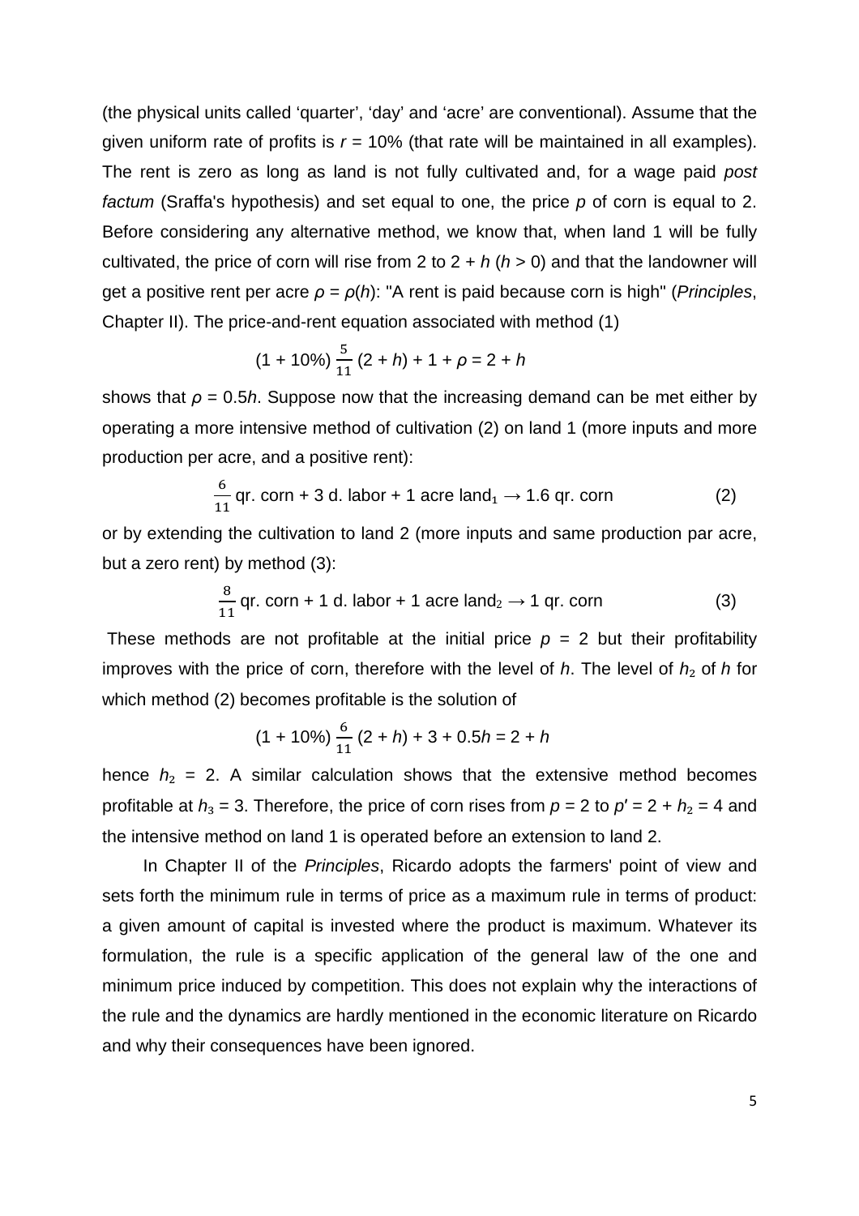(the physical units called 'quarter', 'day' and 'acre' are conventional). Assume that the given uniform rate of profits is $r = 10\%$ (that rate will be maintained in all examples). The rent is zero as long as land is not fully cultivated and, for a wage paid *post factum* (Sraffa's hypothesis) and set equal to one, the price $p$ of corn is equal to 2. Before considering any alternative method, we know that, when land 1 will be fully cultivated, the price of corn will rise from 2 to $2 + h$ ($h > 0$) and that the landowner will get a positive rent per acre $\rho = \rho(h)$: "A rent is paid because corn is high" (*Principles*, Chapter II). The price-and-rent equation associated with method (1)

$$(1 + 10\%)\,\frac{5}{11}\,(2 + h) + 1 + \rho = 2 + h$$

shows that $\rho = 0.5h$. Suppose now that the increasing demand can be met either by operating a more intensive method of cultivation (2) on land 1 (more inputs and more production per acre, and a positive rent):

$$\frac{6}{11}\text{ qr. corn} + 3\text{ d. labor} + 1\text{ acre land}_1 \rightarrow 1.6\text{ qr. corn} \qquad (2)$$

or by extending the cultivation to land 2 (more inputs and same production par acre, but a zero rent) by method (3):

$$\frac{8}{11}\text{ qr. corn} + 1\text{ d. labor} + 1\text{ acre land}_2 \rightarrow 1\text{ qr. corn} \qquad (3)$$

These methods are not profitable at the initial price $p = 2$ but their profitability improves with the price of corn, therefore with the level of $h$. The level of $h_2$ of $h$ for which method (2) becomes profitable is the solution of

$$(1 + 10\%)\,\frac{6}{11}\,(2 + h) + 3 + 0.5h = 2 + h$$

hence $h_2 = 2$. A similar calculation shows that the extensive method becomes profitable at $h_3 = 3$. Therefore, the price of corn rises from $p = 2$ to $p' = 2 + h_2 = 4$ and the intensive method on land 1 is operated before an extension to land 2.

In Chapter II of the *Principles*, Ricardo adopts the farmers' point of view and sets forth the minimum rule in terms of price as a maximum rule in terms of product: a given amount of capital is invested where the product is maximum. Whatever its formulation, the rule is a specific application of the general law of the one and minimum price induced by competition. This does not explain why the interactions of the rule and the dynamics are hardly mentioned in the economic literature on Ricardo and why their consequences have been ignored.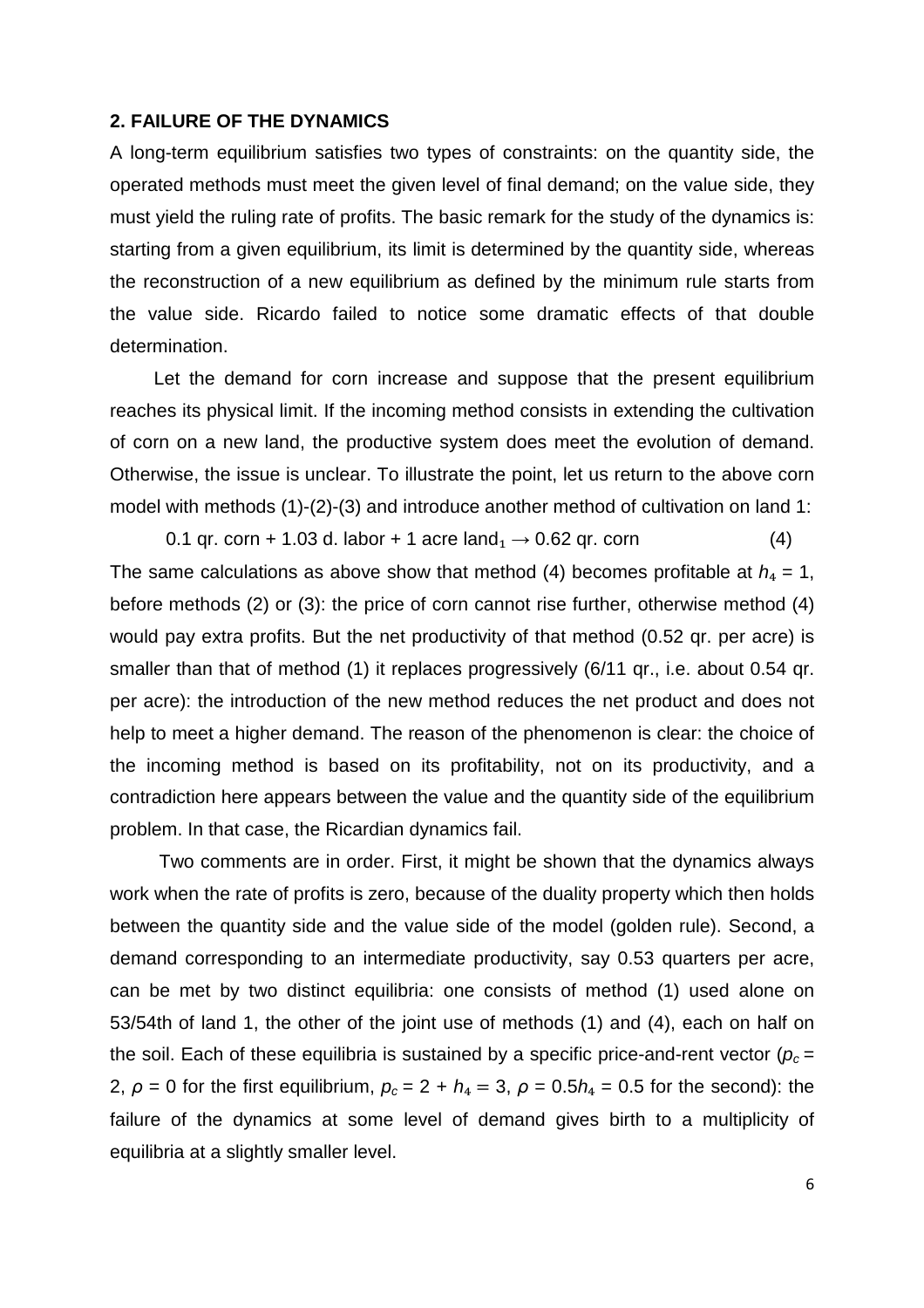## 2. FAILURE OF THE DYNAMICS

A long-term equilibrium satisfies two types of constraints: on the quantity side, the operated methods must meet the given level of final demand; on the value side, they must yield the ruling rate of profits. The basic remark for the study of the dynamics is: starting from a given equilibrium, its limit is determined by the quantity side, whereas the reconstruction of a new equilibrium as defined by the minimum rule starts from the value side. Ricardo failed to notice some dramatic effects of that double determination.

Let the demand for corn increase and suppose that the present equilibrium reaches its physical limit. If the incoming method consists in extending the cultivation of corn on a new land, the productive system does meet the evolution of demand. Otherwise, the issue is unclear. To illustrate the point, let us return to the above corn model with methods (1)-(2)-(3) and introduce another method of cultivation on land 1:

$$0.1 \text{ qr. corn} + 1.03 \text{ d. labor} + 1 \text{ acre land}_1 \rightarrow 0.62 \text{ qr. corn} \qquad (4)$$

The same calculations as above show that method (4) becomes profitable at $h_4 = 1$, before methods (2) or (3): the price of corn cannot rise further, otherwise method (4) would pay extra profits. But the net productivity of that method (0.52 qr. per acre) is smaller than that of method (1) it replaces progressively (6/11 qr., i.e. about 0.54 qr. per acre): the introduction of the new method reduces the net product and does not help to meet a higher demand. The reason of the phenomenon is clear: the choice of the incoming method is based on its profitability, not on its productivity, and a contradiction here appears between the value and the quantity side of the equilibrium problem. In that case, the Ricardian dynamics fail.

Two comments are in order. First, it might be shown that the dynamics always work when the rate of profits is zero, because of the duality property which then holds between the quantity side and the value side of the model (golden rule). Second, a demand corresponding to an intermediate productivity, say 0.53 quarters per acre, can be met by two distinct equilibria: one consists of method (1) used alone on 53/54th of land 1, the other of the joint use of methods (1) and (4), each on half on the soil. Each of these equilibria is sustained by a specific price-and-rent vector ($p_c = 2$, $\rho = 0$ for the first equilibrium, $p_c = 2 + h_4 = 3$, $\rho = 0.5h_4 = 0.5$ for the second): the failure of the dynamics at some level of demand gives birth to a multiplicity of equilibria at a slightly smaller level.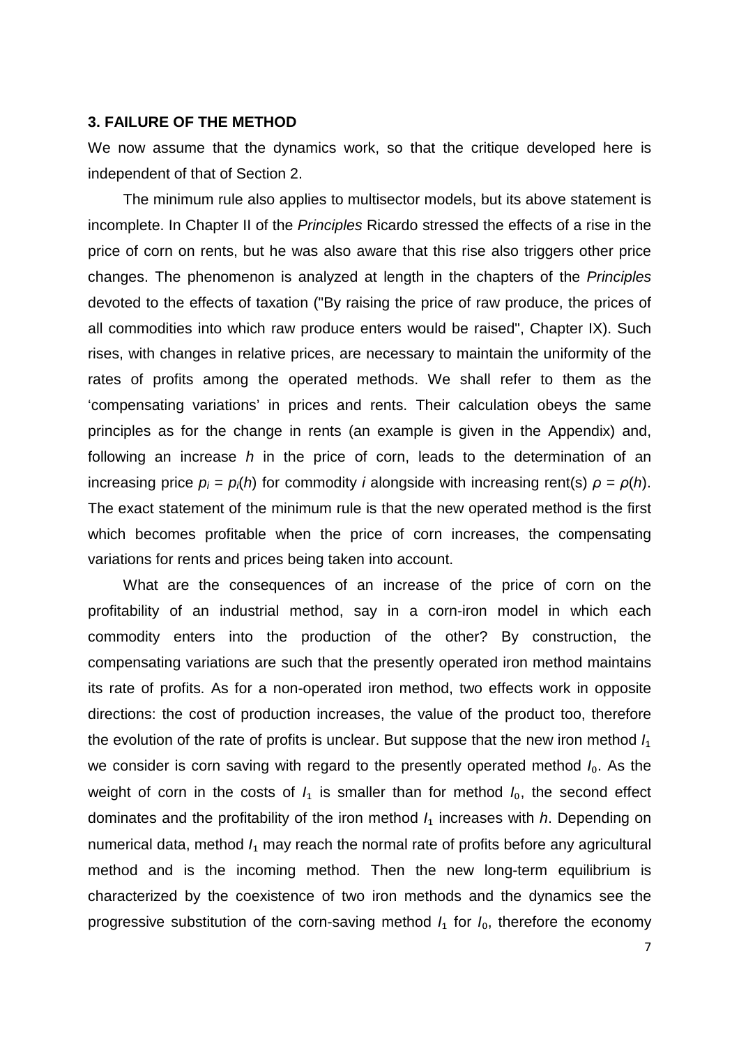## 3. FAILURE OF THE METHOD

We now assume that the dynamics work, so that the critique developed here is independent of that of Section 2.

The minimum rule also applies to multisector models, but its above statement is incomplete. In Chapter II of the *Principles* Ricardo stressed the effects of a rise in the price of corn on rents, but he was also aware that this rise also triggers other price changes. The phenomenon is analyzed at length in the chapters of the *Principles* devoted to the effects of taxation ("By raising the price of raw produce, the prices of all commodities into which raw produce enters would be raised", Chapter IX). Such rises, with changes in relative prices, are necessary to maintain the uniformity of the rates of profits among the operated methods. We shall refer to them as the 'compensating variations' in prices and rents. Their calculation obeys the same principles as for the change in rents (an example is given in the Appendix) and, following an increase $h$ in the price of corn, leads to the determination of an increasing price $p_i = p_i(h)$ for commodity $i$ alongside with increasing rent(s) $\rho = \rho(h)$. The exact statement of the minimum rule is that the new operated method is the first which becomes profitable when the price of corn increases, the compensating variations for rents and prices being taken into account.

What are the consequences of an increase of the price of corn on the profitability of an industrial method, say in a corn-iron model in which each commodity enters into the production of the other? By construction, the compensating variations are such that the presently operated iron method maintains its rate of profits. As for a non-operated iron method, two effects work in opposite directions: the cost of production increases, the value of the product too, therefore the evolution of the rate of profits is unclear. But suppose that the new iron method $I_1$ we consider is corn saving with regard to the presently operated method $I_0$. As the weight of corn in the costs of $I_1$ is smaller than for method $I_0$, the second effect dominates and the profitability of the iron method $I_1$ increases with $h$. Depending on numerical data, method $I_1$ may reach the normal rate of profits before any agricultural method and is the incoming method. Then the new long-term equilibrium is characterized by the coexistence of two iron methods and the dynamics see the progressive substitution of the corn-saving method $I_1$ for $I_0$, therefore the economy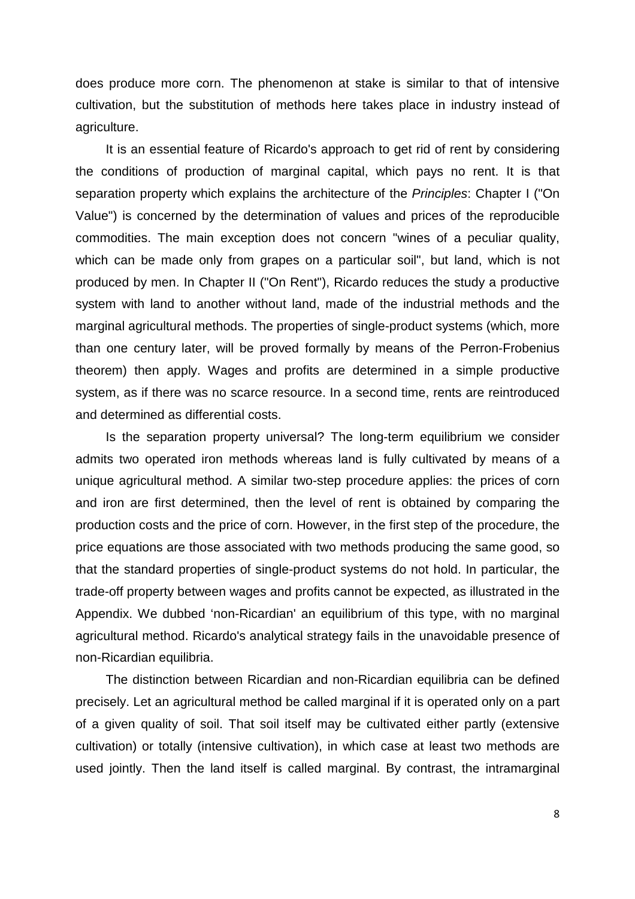does produce more corn. The phenomenon at stake is similar to that of intensive cultivation, but the substitution of methods here takes place in industry instead of agriculture.

It is an essential feature of Ricardo's approach to get rid of rent by considering the conditions of production of marginal capital, which pays no rent. It is that separation property which explains the architecture of the *Principles*: Chapter I ("On Value") is concerned by the determination of values and prices of the reproducible commodities. The main exception does not concern "wines of a peculiar quality, which can be made only from grapes on a particular soil", but land, which is not produced by men. In Chapter II ("On Rent"), Ricardo reduces the study a productive system with land to another without land, made of the industrial methods and the marginal agricultural methods. The properties of single-product systems (which, more than one century later, will be proved formally by means of the Perron-Frobenius theorem) then apply. Wages and profits are determined in a simple productive system, as if there was no scarce resource. In a second time, rents are reintroduced and determined as differential costs.

Is the separation property universal? The long-term equilibrium we consider admits two operated iron methods whereas land is fully cultivated by means of a unique agricultural method. A similar two-step procedure applies: the prices of corn and iron are first determined, then the level of rent is obtained by comparing the production costs and the price of corn. However, in the first step of the procedure, the price equations are those associated with two methods producing the same good, so that the standard properties of single-product systems do not hold. In particular, the trade-off property between wages and profits cannot be expected, as illustrated in the Appendix. We dubbed 'non-Ricardian' an equilibrium of this type, with no marginal agricultural method. Ricardo's analytical strategy fails in the unavoidable presence of non-Ricardian equilibria.

The distinction between Ricardian and non-Ricardian equilibria can be defined precisely. Let an agricultural method be called marginal if it is operated only on a part of a given quality of soil. That soil itself may be cultivated either partly (extensive cultivation) or totally (intensive cultivation), in which case at least two methods are used jointly. Then the land itself is called marginal. By contrast, the intramarginal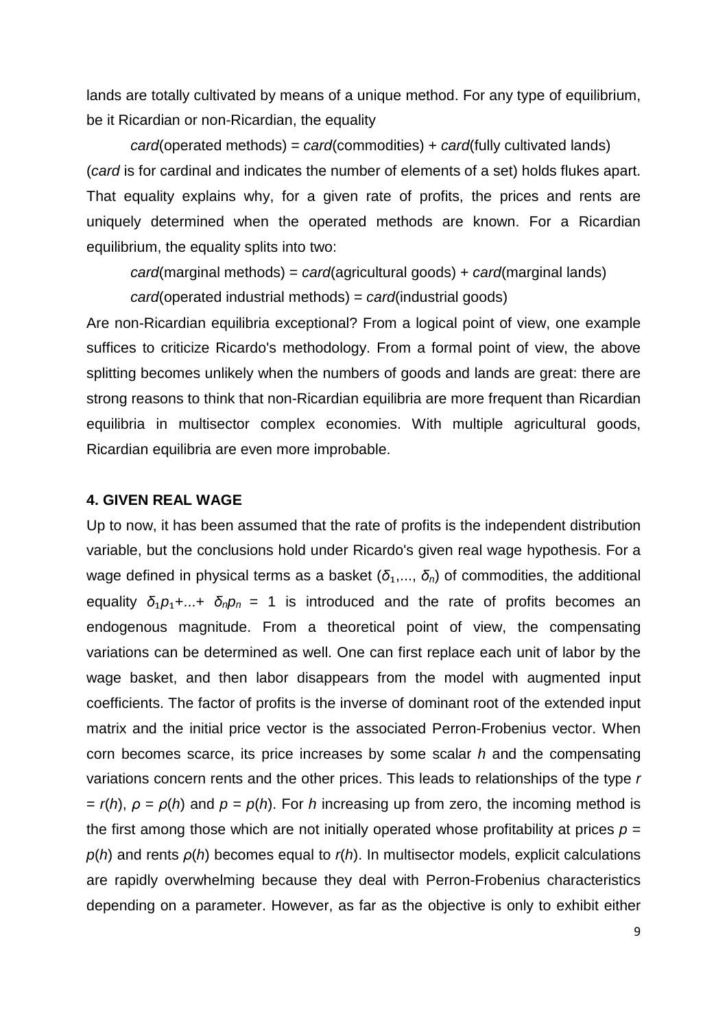lands are totally cultivated by means of a unique method. For any type of equilibrium, be it Ricardian or non-Ricardian, the equality

*card*(operated methods) = *card*(commodities) + *card*(fully cultivated lands)

(*card* is for cardinal and indicates the number of elements of a set) holds flukes apart. That equality explains why, for a given rate of profits, the prices and rents are uniquely determined when the operated methods are known. For a Ricardian equilibrium, the equality splits into two:

*card*(marginal methods) = *card*(agricultural goods) + *card*(marginal lands)

*card*(operated industrial methods) = *card*(industrial goods)

Are non-Ricardian equilibria exceptional? From a logical point of view, one example suffices to criticize Ricardo's methodology. From a formal point of view, the above splitting becomes unlikely when the numbers of goods and lands are great: there are strong reasons to think that non-Ricardian equilibria are more frequent than Ricardian equilibria in multisector complex economies. With multiple agricultural goods, Ricardian equilibria are even more improbable.

## 4. GIVEN REAL WAGE

Up to now, it has been assumed that the rate of profits is the independent distribution variable, but the conclusions hold under Ricardo's given real wage hypothesis. For a wage defined in physical terms as a basket ($\delta_1,..., \delta_n$) of commodities, the additional equality $\delta_1 p_1 + ... + \delta_n p_n = 1$ is introduced and the rate of profits becomes an endogenous magnitude. From a theoretical point of view, the compensating variations can be determined as well. One can first replace each unit of labor by the wage basket, and then labor disappears from the model with augmented input coefficients. The factor of profits is the inverse of dominant root of the extended input matrix and the initial price vector is the associated Perron-Frobenius vector. When corn becomes scarce, its price increases by some scalar $h$ and the compensating variations concern rents and the other prices. This leads to relationships of the type $r = r(h)$, $\rho = \rho(h)$ and $p = p(h)$. For $h$ increasing up from zero, the incoming method is the first among those which are not initially operated whose profitability at prices $p = p(h)$ and rents $\rho(h)$ becomes equal to $r(h)$. In multisector models, explicit calculations are rapidly overwhelming because they deal with Perron-Frobenius characteristics depending on a parameter. However, as far as the objective is only to exhibit either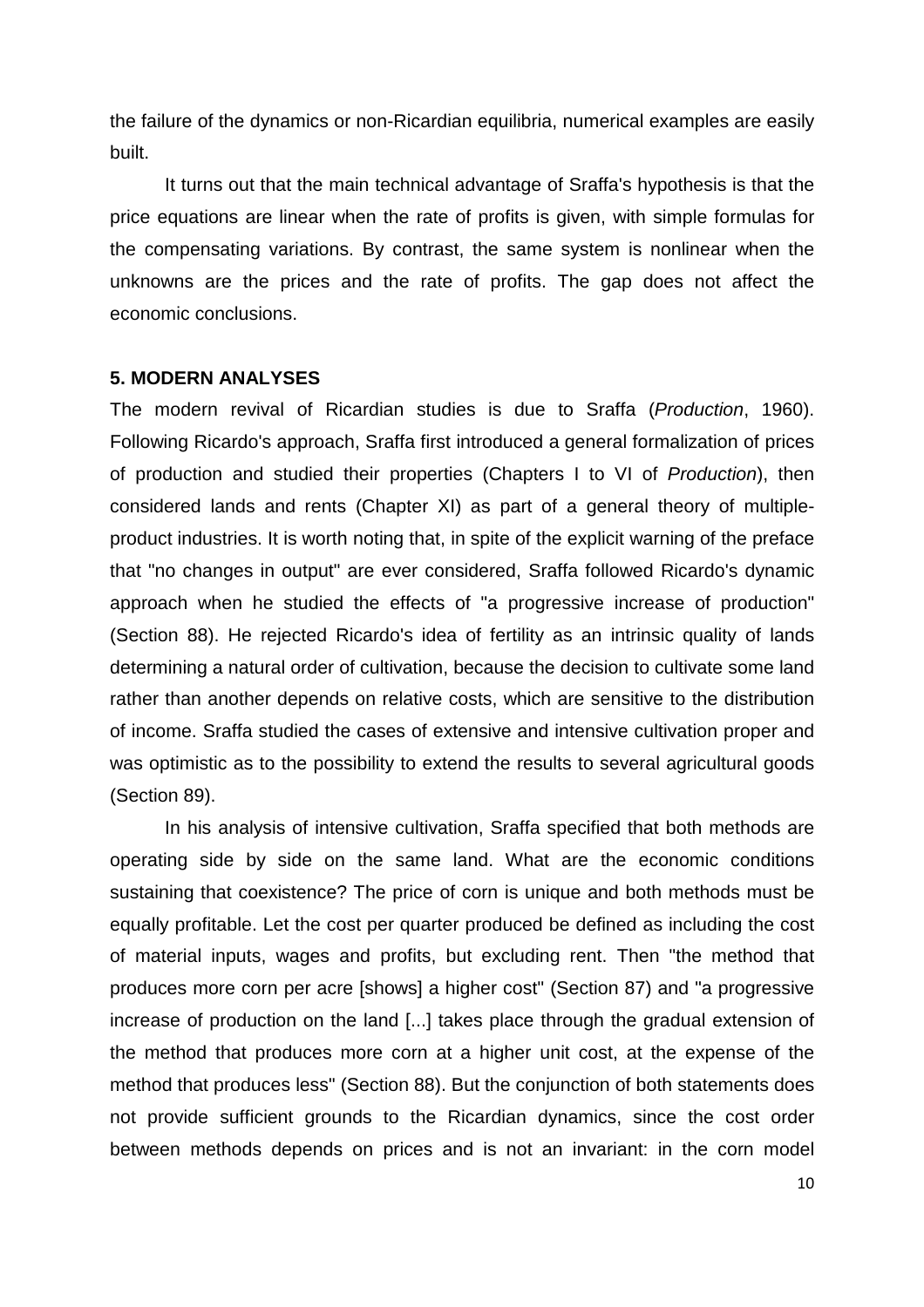the failure of the dynamics or non-Ricardian equilibria, numerical examples are easily built.

It turns out that the main technical advantage of Sraffa's hypothesis is that the price equations are linear when the rate of profits is given, with simple formulas for the compensating variations. By contrast, the same system is nonlinear when the unknowns are the prices and the rate of profits. The gap does not affect the economic conclusions.

## 5. MODERN ANALYSES

The modern revival of Ricardian studies is due to Sraffa (*Production*, 1960). Following Ricardo's approach, Sraffa first introduced a general formalization of prices of production and studied their properties (Chapters I to VI of *Production*), then considered lands and rents (Chapter XI) as part of a general theory of multiple-product industries. It is worth noting that, in spite of the explicit warning of the preface that "no changes in output" are ever considered, Sraffa followed Ricardo's dynamic approach when he studied the effects of "a progressive increase of production" (Section 88). He rejected Ricardo's idea of fertility as an intrinsic quality of lands determining a natural order of cultivation, because the decision to cultivate some land rather than another depends on relative costs, which are sensitive to the distribution of income. Sraffa studied the cases of extensive and intensive cultivation proper and was optimistic as to the possibility to extend the results to several agricultural goods (Section 89).

In his analysis of intensive cultivation, Sraffa specified that both methods are operating side by side on the same land. What are the economic conditions sustaining that coexistence? The price of corn is unique and both methods must be equally profitable. Let the cost per quarter produced be defined as including the cost of material inputs, wages and profits, but excluding rent. Then "the method that produces more corn per acre [shows] a higher cost" (Section 87) and "a progressive increase of production on the land [...] takes place through the gradual extension of the method that produces more corn at a higher unit cost, at the expense of the method that produces less" (Section 88). But the conjunction of both statements does not provide sufficient grounds to the Ricardian dynamics, since the cost order between methods depends on prices and is not an invariant: in the corn model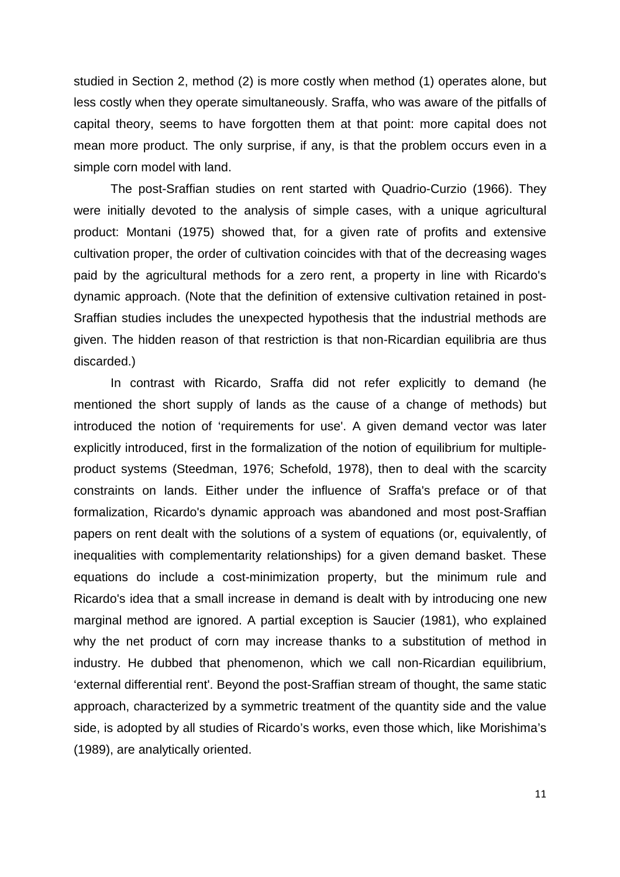studied in Section 2, method (2) is more costly when method (1) operates alone, but less costly when they operate simultaneously. Sraffa, who was aware of the pitfalls of capital theory, seems to have forgotten them at that point: more capital does not mean more product. The only surprise, if any, is that the problem occurs even in a simple corn model with land.

The post-Sraffian studies on rent started with Quadrio-Curzio (1966). They were initially devoted to the analysis of simple cases, with a unique agricultural product: Montani (1975) showed that, for a given rate of profits and extensive cultivation proper, the order of cultivation coincides with that of the decreasing wages paid by the agricultural methods for a zero rent, a property in line with Ricardo's dynamic approach. (Note that the definition of extensive cultivation retained in post-Sraffian studies includes the unexpected hypothesis that the industrial methods are given. The hidden reason of that restriction is that non-Ricardian equilibria are thus discarded.)

In contrast with Ricardo, Sraffa did not refer explicitly to demand (he mentioned the short supply of lands as the cause of a change of methods) but introduced the notion of 'requirements for use'. A given demand vector was later explicitly introduced, first in the formalization of the notion of equilibrium for multiple-product systems (Steedman, 1976; Schefold, 1978), then to deal with the scarcity constraints on lands. Either under the influence of Sraffa's preface or of that formalization, Ricardo's dynamic approach was abandoned and most post-Sraffian papers on rent dealt with the solutions of a system of equations (or, equivalently, of inequalities with complementarity relationships) for a given demand basket. These equations do include a cost-minimization property, but the minimum rule and Ricardo's idea that a small increase in demand is dealt with by introducing one new marginal method are ignored. A partial exception is Saucier (1981), who explained why the net product of corn may increase thanks to a substitution of method in industry. He dubbed that phenomenon, which we call non-Ricardian equilibrium, 'external differential rent'. Beyond the post-Sraffian stream of thought, the same static approach, characterized by a symmetric treatment of the quantity side and the value side, is adopted by all studies of Ricardo's works, even those which, like Morishima's (1989), are analytically oriented.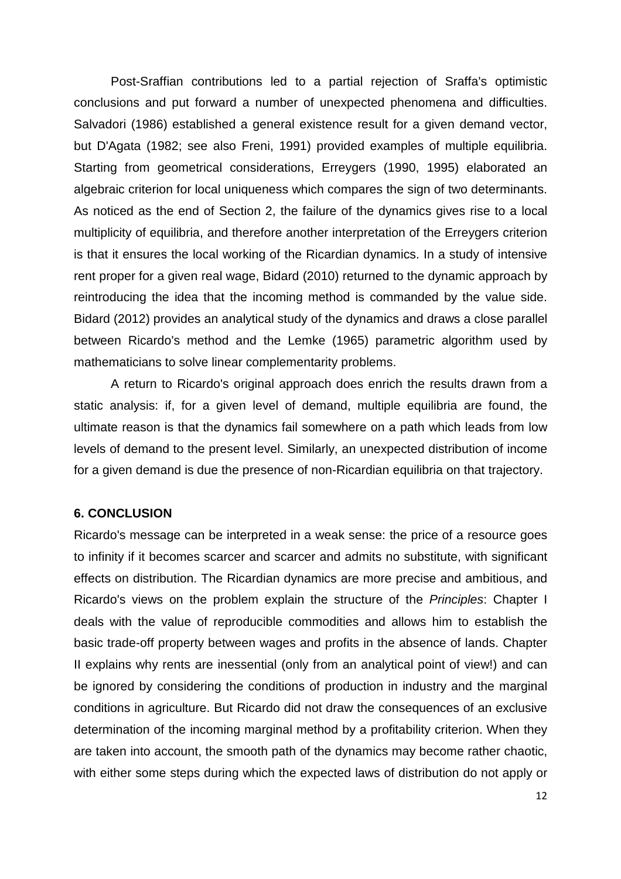Post-Sraffian contributions led to a partial rejection of Sraffa's optimistic conclusions and put forward a number of unexpected phenomena and difficulties. Salvadori (1986) established a general existence result for a given demand vector, but D'Agata (1982; see also Freni, 1991) provided examples of multiple equilibria. Starting from geometrical considerations, Erreygers (1990, 1995) elaborated an algebraic criterion for local uniqueness which compares the sign of two determinants. As noticed as the end of Section 2, the failure of the dynamics gives rise to a local multiplicity of equilibria, and therefore another interpretation of the Erreygers criterion is that it ensures the local working of the Ricardian dynamics. In a study of intensive rent proper for a given real wage, Bidard (2010) returned to the dynamic approach by reintroducing the idea that the incoming method is commanded by the value side. Bidard (2012) provides an analytical study of the dynamics and draws a close parallel between Ricardo's method and the Lemke (1965) parametric algorithm used by mathematicians to solve linear complementarity problems.

A return to Ricardo's original approach does enrich the results drawn from a static analysis: if, for a given level of demand, multiple equilibria are found, the ultimate reason is that the dynamics fail somewhere on a path which leads from low levels of demand to the present level. Similarly, an unexpected distribution of income for a given demand is due the presence of non-Ricardian equilibria on that trajectory.

## 6. CONCLUSION

Ricardo's message can be interpreted in a weak sense: the price of a resource goes to infinity if it becomes scarcer and scarcer and admits no substitute, with significant effects on distribution. The Ricardian dynamics are more precise and ambitious, and Ricardo's views on the problem explain the structure of the *Principles*: Chapter I deals with the value of reproducible commodities and allows him to establish the basic trade-off property between wages and profits in the absence of lands. Chapter II explains why rents are inessential (only from an analytical point of view!) and can be ignored by considering the conditions of production in industry and the marginal conditions in agriculture. But Ricardo did not draw the consequences of an exclusive determination of the incoming marginal method by a profitability criterion. When they are taken into account, the smooth path of the dynamics may become rather chaotic, with either some steps during which the expected laws of distribution do not apply or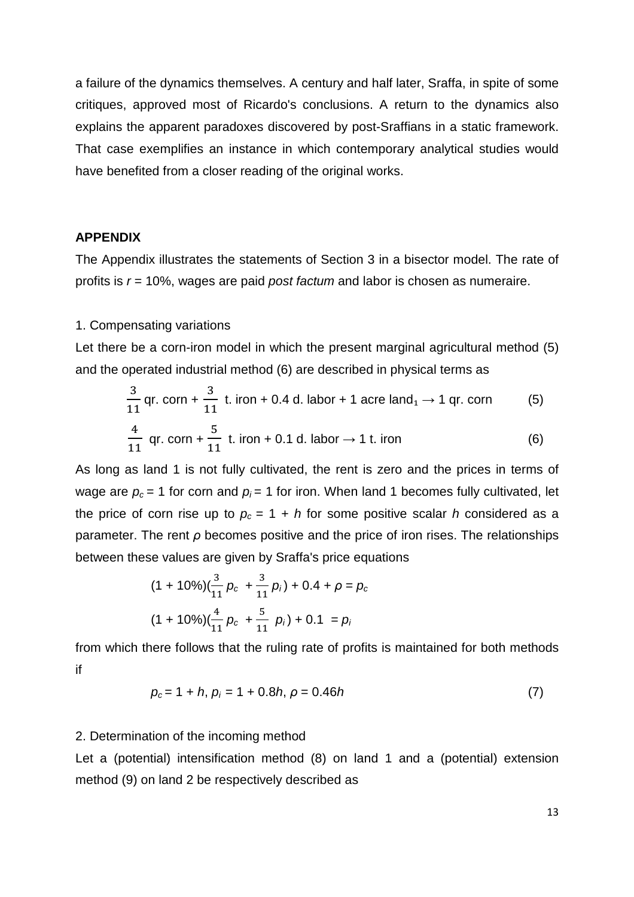a failure of the dynamics themselves. A century and half later, Sraffa, in spite of some critiques, approved most of Ricardo's conclusions. A return to the dynamics also explains the apparent paradoxes discovered by post-Sraffians in a static framework. That case exemplifies an instance in which contemporary analytical studies would have benefited from a closer reading of the original works.

## APPENDIX

The Appendix illustrates the statements of Section 3 in a bisector model. The rate of profits is $r$ = 10%, wages are paid *post factum* and labor is chosen as numeraire.

1. Compensating variations

Let there be a corn-iron model in which the present marginal agricultural method (5) and the operated industrial method (6) are described in physical terms as

$$\frac{3}{11}\text{ qr. corn} + \frac{3}{11}\text{ t. iron} + 0.4\text{ d. labor} + 1\text{ acre land}_1 \rightarrow 1\text{ qr. corn} \qquad (5)$$

$$\frac{4}{11}\text{ qr. corn} + \frac{5}{11}\text{ t. iron} + 0.1\text{ d. labor} \rightarrow 1\text{ t. iron} \qquad (6)$$

As long as land 1 is not fully cultivated, the rent is zero and the prices in terms of wage are $p_c = 1$ for corn and $p_i = 1$ for iron. When land 1 becomes fully cultivated, let the price of corn rise up to $p_c = 1 + h$ for some positive scalar $h$ considered as a parameter. The rent $\rho$ becomes positive and the price of iron rises. The relationships between these values are given by Sraffa's price equations

$$(1 + 10\%)(\frac{3}{11}p_c + \frac{3}{11}p_i) + 0.4 + \rho = p_c$$

$$(1 + 10\%)(\frac{4}{11}p_c + \frac{5}{11}p_i) + 0.1 = p_i$$

from which there follows that the ruling rate of profits is maintained for both methods if

$$p_c = 1 + h,\ p_i = 1 + 0.8h,\ \rho = 0.46h \qquad (7)$$

2. Determination of the incoming method

Let a (potential) intensification method (8) on land 1 and a (potential) extension method (9) on land 2 be respectively described as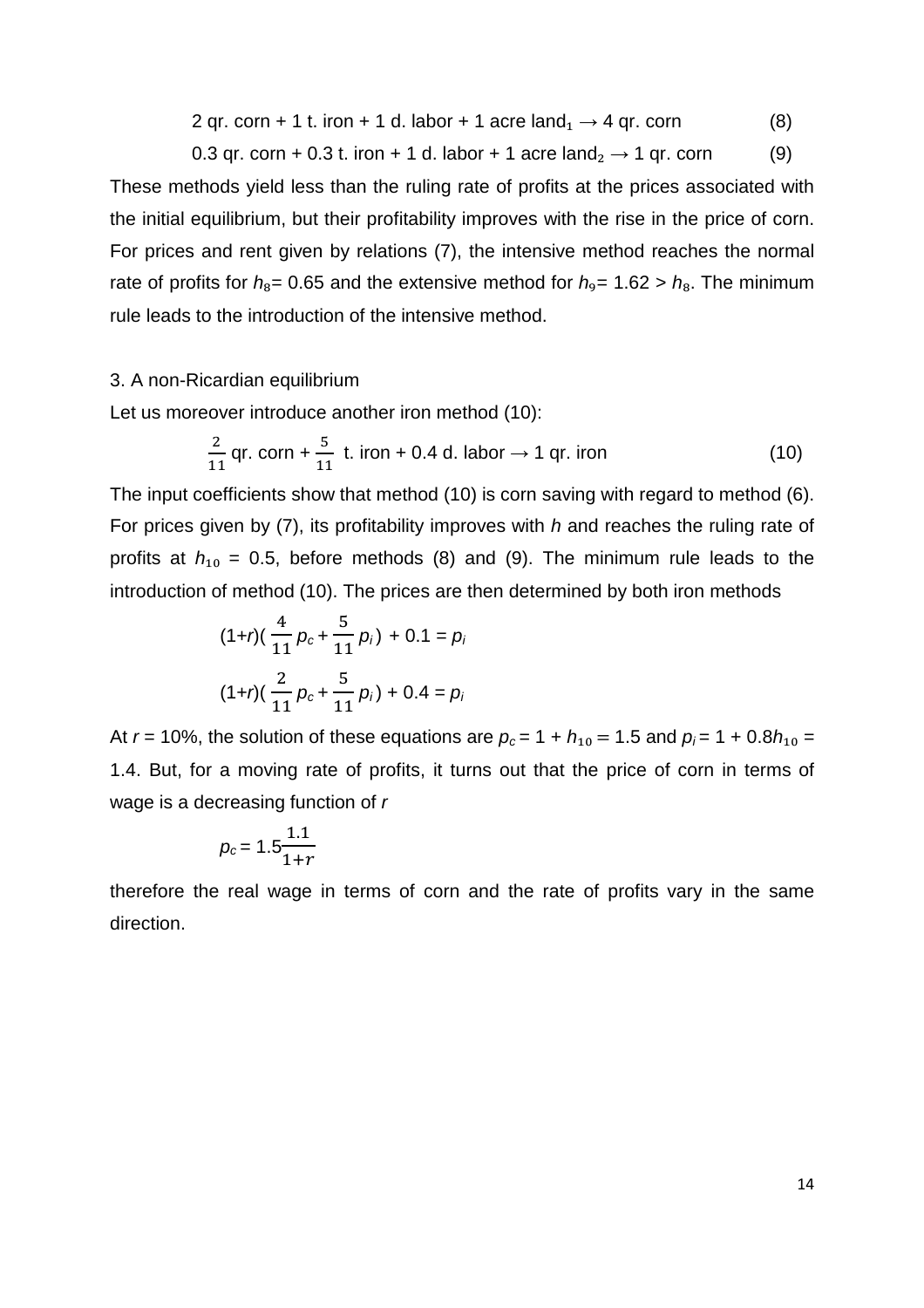$$2 \text{ qr. corn} + 1 \text{ t. iron} + 1 \text{ d. labor} + 1 \text{ acre land}_1 \rightarrow 4 \text{ qr. corn} \qquad (8)$$

$$0.3 \text{ qr. corn} + 0.3 \text{ t. iron} + 1 \text{ d. labor} + 1 \text{ acre land}_2 \rightarrow 1 \text{ qr. corn} \qquad (9)$$

These methods yield less than the ruling rate of profits at the prices associated with the initial equilibrium, but their profitability improves with the rise in the price of corn. For prices and rent given by relations (7), the intensive method reaches the normal rate of profits for $h_8$= 0.65 and the extensive method for $h_9$= 1.62 > $h_8$. The minimum rule leads to the introduction of the intensive method.

### 3. A non-Ricardian equilibrium

Let us moreover introduce another iron method (10):

$$\frac{2}{11} \text{ qr. corn} + \frac{5}{11} \text{ t. iron} + 0.4 \text{ d. labor} \rightarrow 1 \text{ qr. iron} \qquad (10)$$

The input coefficients show that method (10) is corn saving with regard to method (6). For prices given by (7), its profitability improves with $h$ and reaches the ruling rate of profits at $h_{10}$ = 0.5, before methods (8) and (9). The minimum rule leads to the introduction of method (10). The prices are then determined by both iron methods

$$(1+r)\left(\frac{4}{11}\, p_c + \frac{5}{11}\, p_i\right) + 0.1 = p_i$$

$$(1+r)\left(\frac{2}{11}\, p_c + \frac{5}{11}\, p_i\right) + 0.4 = p_i$$

At $r$ = 10%, the solution of these equations are $p_c = 1 + h_{10} = 1.5$ and $p_i = 1 + 0.8h_{10} =$ 1.4. But, for a moving rate of profits, it turns out that the price of corn in terms of wage is a decreasing function of $r$

$$p_c = 1.5\frac{1.1}{1+r}$$

therefore the real wage in terms of corn and the rate of profits vary in the same direction.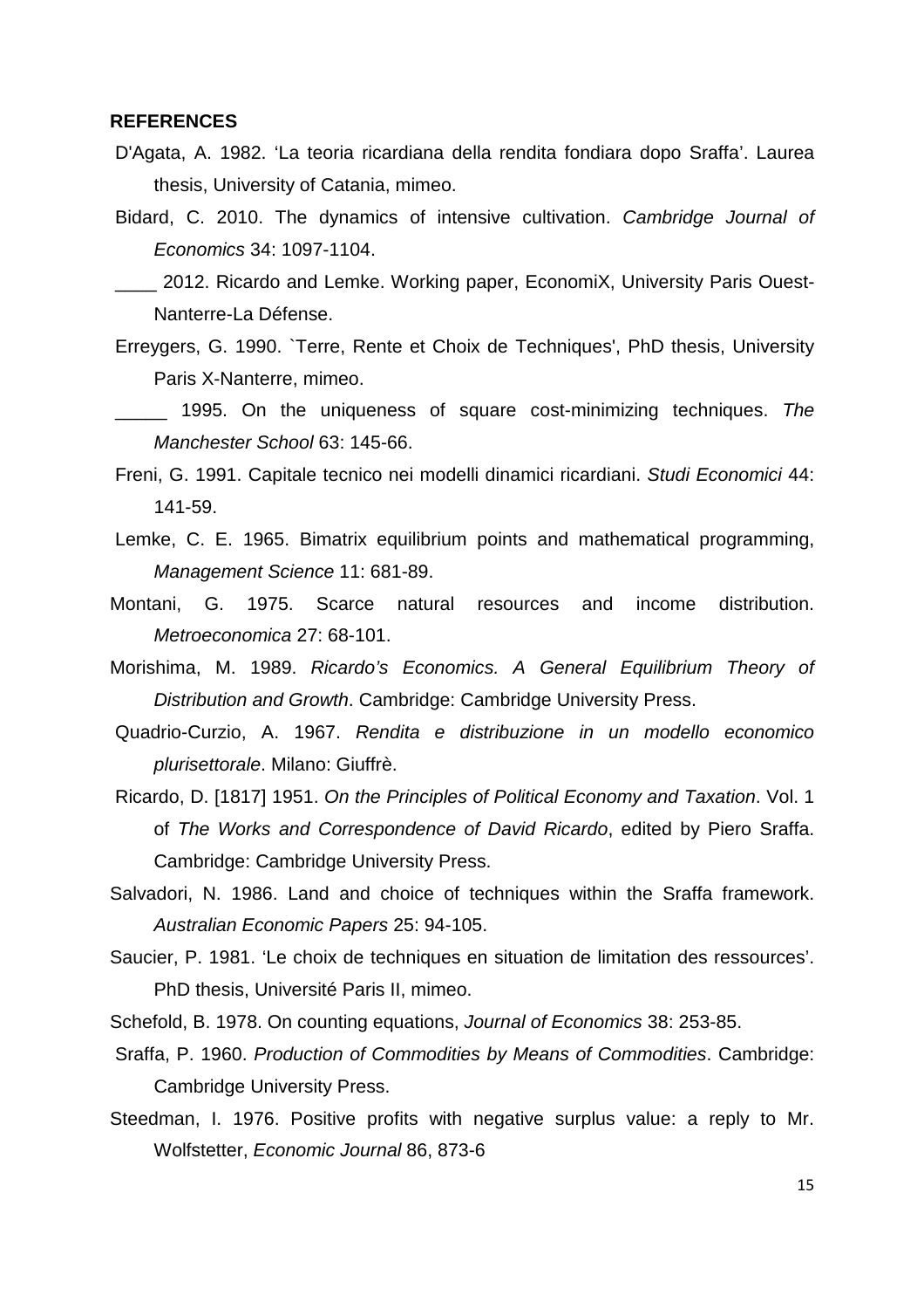**REFERENCES**

D'Agata, A. 1982. 'La teoria ricardiana della rendita fondiara dopo Sraffa'. Laurea thesis, University of Catania, mimeo.

Bidard, C. 2010. The dynamics of intensive cultivation. *Cambridge Journal of Economics* 34: 1097-1104.

____ 2012. Ricardo and Lemke. Working paper, EconomiX, University Paris Ouest-Nanterre-La Défense.

Erreygers, G. 1990. `Terre, Rente et Choix de Techniques', PhD thesis, University Paris X-Nanterre, mimeo.

_____ 1995. On the uniqueness of square cost-minimizing techniques. *The Manchester School* 63: 145-66.

Freni, G. 1991. Capitale tecnico nei modelli dinamici ricardiani. *Studi Economici* 44: 141-59.

Lemke, C. E. 1965. Bimatrix equilibrium points and mathematical programming, *Management Science* 11: 681-89.

Montani, G. 1975. Scarce natural resources and income distribution. *Metroeconomica* 27: 68-101.

Morishima, M. 1989. *Ricardo's Economics. A General Equilibrium Theory of Distribution and Growth*. Cambridge: Cambridge University Press.

Quadrio-Curzio, A. 1967. *Rendita e distribuzione in un modello economico plurisettorale*. Milano: Giuffrè.

Ricardo, D. [1817] 1951. *On the Principles of Political Economy and Taxation*. Vol. 1 of *The Works and Correspondence of David Ricardo*, edited by Piero Sraffa. Cambridge: Cambridge University Press.

Salvadori, N. 1986. Land and choice of techniques within the Sraffa framework. *Australian Economic Papers* 25: 94-105.

Saucier, P. 1981. 'Le choix de techniques en situation de limitation des ressources'. PhD thesis, Université Paris II, mimeo.

Schefold, B. 1978. On counting equations, *Journal of Economics* 38: 253-85.

Sraffa, P. 1960. *Production of Commodities by Means of Commodities*. Cambridge: Cambridge University Press.

Steedman, I. 1976. Positive profits with negative surplus value: a reply to Mr. Wolfstetter, *Economic Journal* 86, 873-6